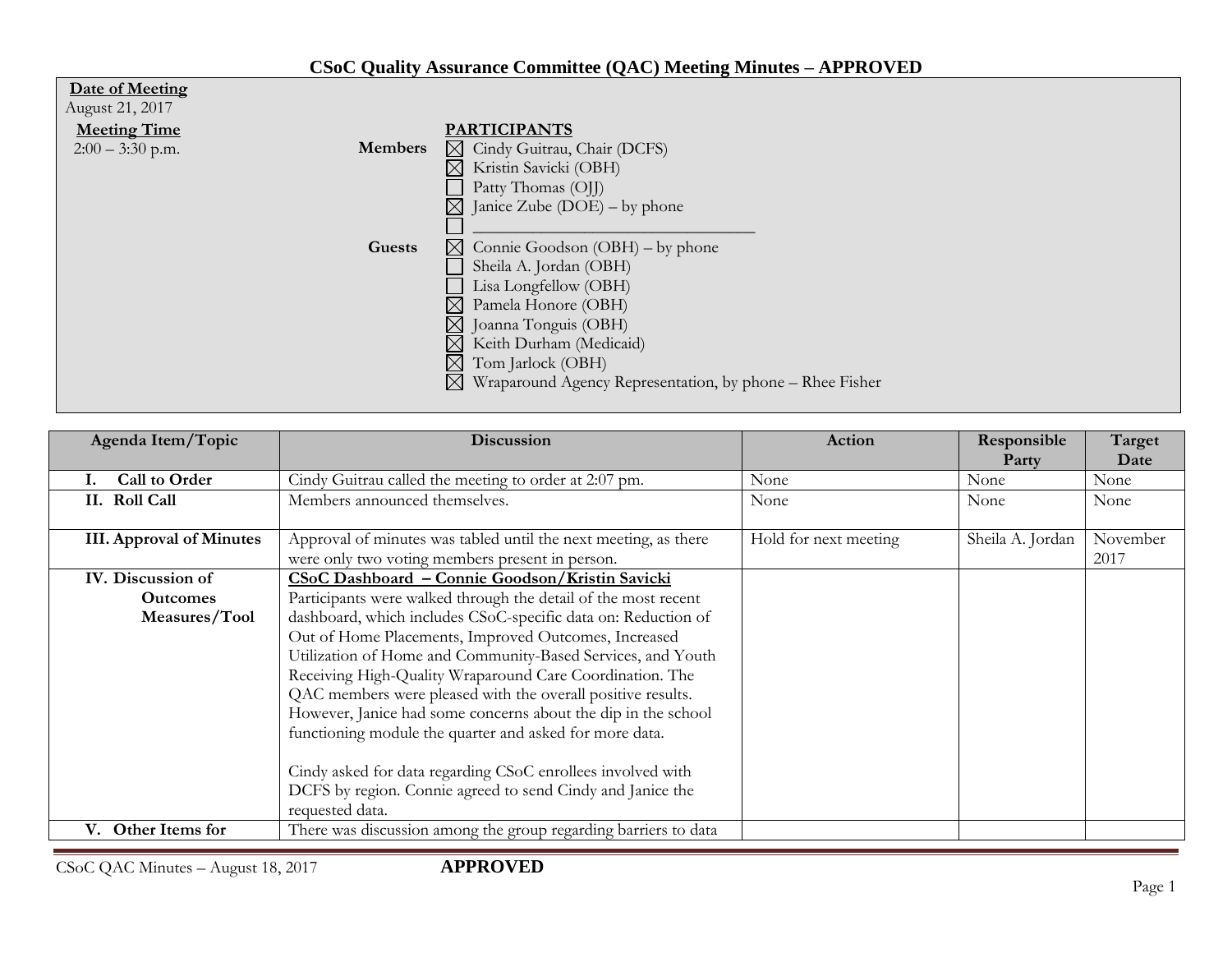# CSoC Quality Assurance Committee (QAC) Meeting Minutes – APPROVED

**Date of Meeting**
August 21, 2017

**Meeting Time**
2:00 – 3:30 p.m.

**PARTICIPANTS**

**Members**

- ☒ Cindy Guitrau, Chair (DCFS)
- ☒ Kristin Savicki (OBH)
- ☐ Patty Thomas (OJJ)
- ☒ Janice Zube (DOE) – by phone
- ☐ ______________________________

**Guests**

- ☒ Connie Goodson (OBH) – by phone
- ☐ Sheila A. Jordan (OBH)
- ☐ Lisa Longfellow (OBH)
- ☒ Pamela Honore (OBH)
- ☒ Joanna Tonguis (OBH)
- ☒ Keith Durham (Medicaid)
- ☒ Tom Jarlock (OBH)
- ☒ Wraparound Agency Representation, by phone – Rhee Fisher

| Agenda Item/Topic | Discussion | Action | Responsible Party | Target Date |
|---|---|---|---|---|
| **I. Call to Order** | Cindy Guitrau called the meeting to order at 2:07 pm. | None | None | None |
| **II. Roll Call** | Members announced themselves. | None | None | None |
| **III. Approval of Minutes** | Approval of minutes was tabled until the next meeting, as there were only two voting members present in person. | Hold for next meeting | Sheila A. Jordan | November 2017 |
| **IV. Discussion of Outcomes Measures/Tool** | **CSoC Dashboard – Connie Goodson/Kristin Savicki**<br>Participants were walked through the detail of the most recent dashboard, which includes CSoC-specific data on: Reduction of Out of Home Placements, Improved Outcomes, Increased Utilization of Home and Community-Based Services, and Youth Receiving High-Quality Wraparound Care Coordination. The QAC members were pleased with the overall positive results. However, Janice had some concerns about the dip in the school functioning module the quarter and asked for more data.<br><br>Cindy asked for data regarding CSoC enrollees involved with DCFS by region. Connie agreed to send Cindy and Janice the requested data. | | | |
| **V. Other Items for** | There was discussion among the group regarding barriers to data | | | |

CSoC QAC Minutes – August 18, 2017 **APPROVED**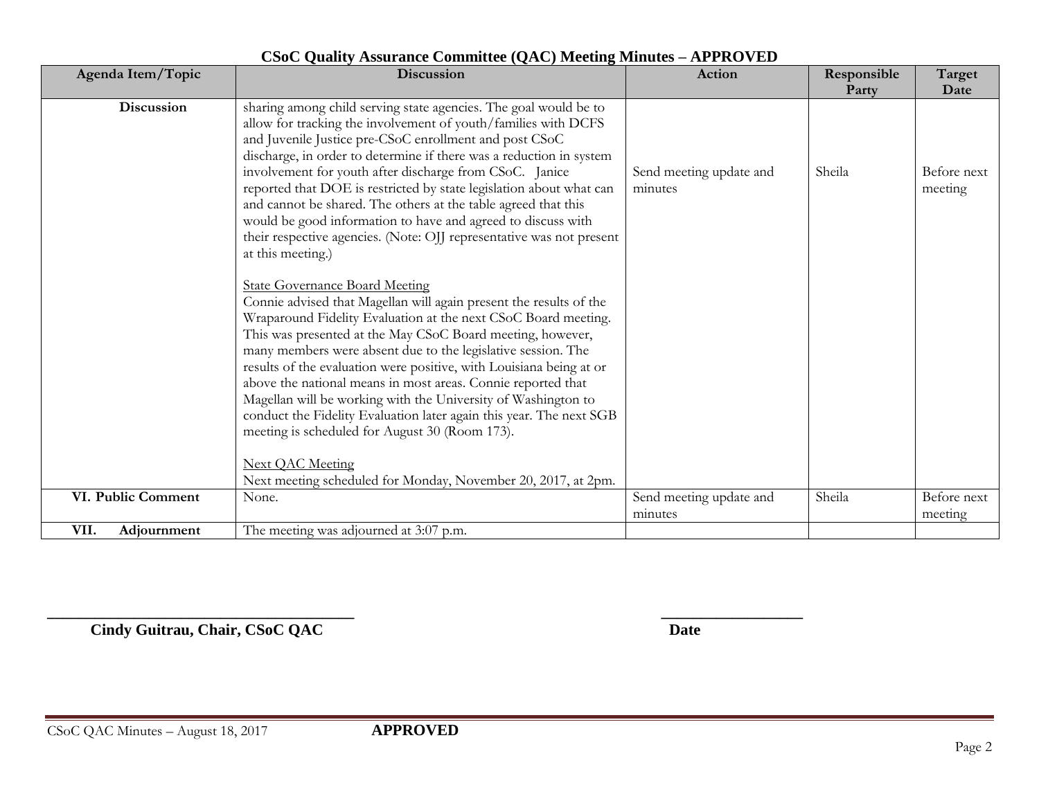# CSoC Quality Assurance Committee (QAC) Meeting Minutes – APPROVED

| Agenda Item/Topic | Discussion | Action | Responsible Party | Target Date |
|---|---|---|---|---|
| **Discussion** | sharing among child serving state agencies. The goal would be to allow for tracking the involvement of youth/families with DCFS and Juvenile Justice pre-CSoC enrollment and post CSoC discharge, in order to determine if there was a reduction in system involvement for youth after discharge from CSoC. Janice reported that DOE is restricted by state legislation about what can and cannot be shared. The others at the table agreed that this would be good information to have and agreed to discuss with their respective agencies. (Note: OJJ representative was not present at this meeting.)<br><br><u>State Governance Board Meeting</u><br>Connie advised that Magellan will again present the results of the Wraparound Fidelity Evaluation at the next CSoC Board meeting. This was presented at the May CSoC Board meeting, however, many members were absent due to the legislative session. The results of the evaluation were positive, with Louisiana being at or above the national means in most areas. Connie reported that Magellan will be working with the University of Washington to conduct the Fidelity Evaluation later again this year. The next SGB meeting is scheduled for August 30 (Room 173).<br><br><u>Next QAC Meeting</u><br>Next meeting scheduled for Monday, November 20, 2017, at 2pm. | Send meeting update and minutes | Sheila | Before next meeting |
| **VI. Public Comment** | None. | Send meeting update and minutes | Sheila | Before next meeting |
| **VII. Adjournment** | The meeting was adjourned at 3:07 p.m. | | | |

\_\_\_\_\_\_\_\_\_\_\_\_\_\_\_\_\_\_\_\_\_\_\_\_\_\_\_\_\_\_\_\_\_\_\_\_\_\_ &nbsp;&nbsp;&nbsp;&nbsp;&nbsp;&nbsp;&nbsp;&nbsp; \_\_\_\_\_\_\_\_\_\_\_\_\_\_\_\_\_\_

**Cindy Guitrau, Chair, CSoC QAC** &nbsp;&nbsp;&nbsp;&nbsp;&nbsp;&nbsp;&nbsp;&nbsp; **Date**

CSoC QAC Minutes – August 18, 2017 **APPROVED**